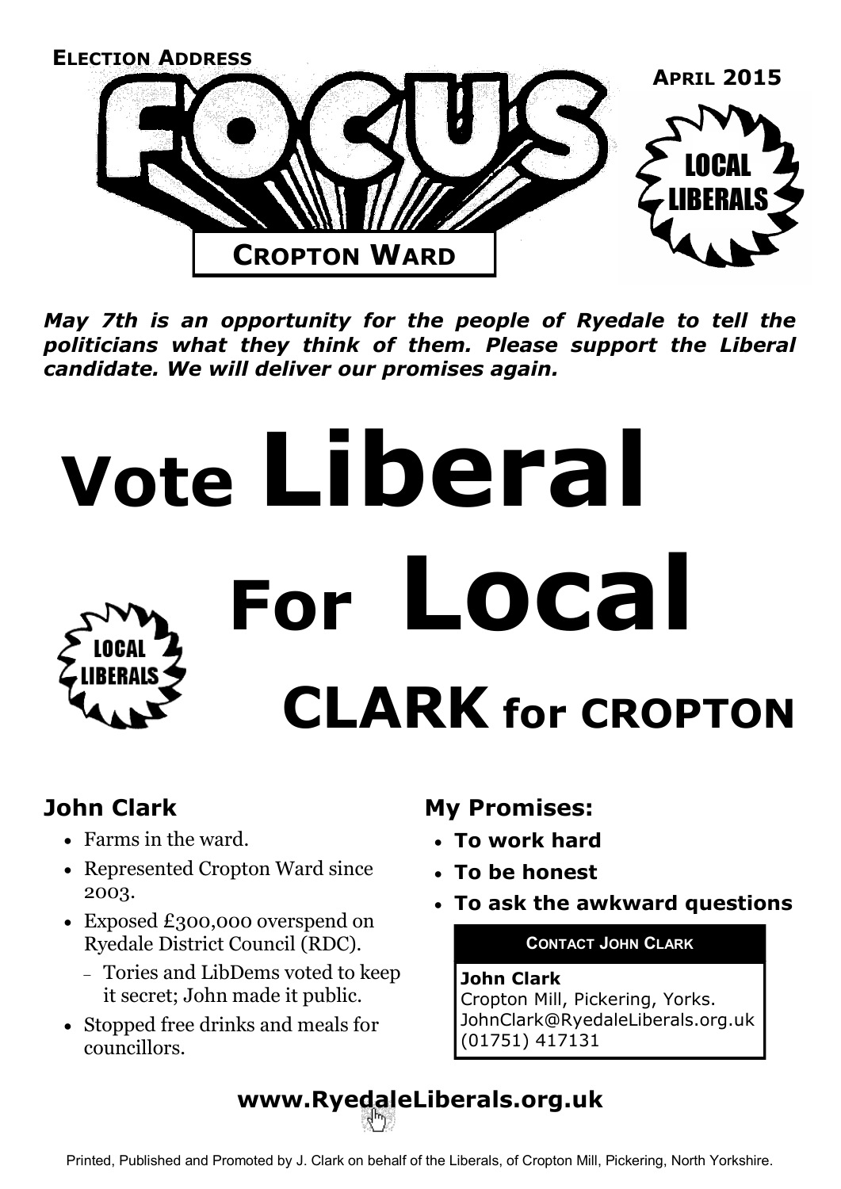ELECTION ADDRESS

# FOCUS

APRIL 2015

LOCAL LIBERALS

## CROPTON WARD

***May 7th is an opportunity for the people of Ryedale to tell the politicians what they think of them. Please support the Liberal candidate. We will deliver our promises again.***

# Vote Liberal For Local

LOCAL LIBERALS

# CLARK for CROPTON

## John Clark

- Farms in the ward.
- Represented Cropton Ward since 2003.
- Exposed £300,000 overspend on Ryedale District Council (RDC).
  - Tories and LibDems voted to keep it secret; John made it public.
- Stopped free drinks and meals for councillors.

## My Promises:

- **To work hard**
- **To be honest**
- **To ask the awkward questions**

**CONTACT JOHN CLARK**

**John Clark**
Cropton Mill, Pickering, Yorks.
JohnClark@RyedaleLiberals.org.uk
(01751) 417131

**www.RyedaleLiberals.org.uk**

Printed, Published and Promoted by J. Clark on behalf of the Liberals, of Cropton Mill, Pickering, North Yorkshire.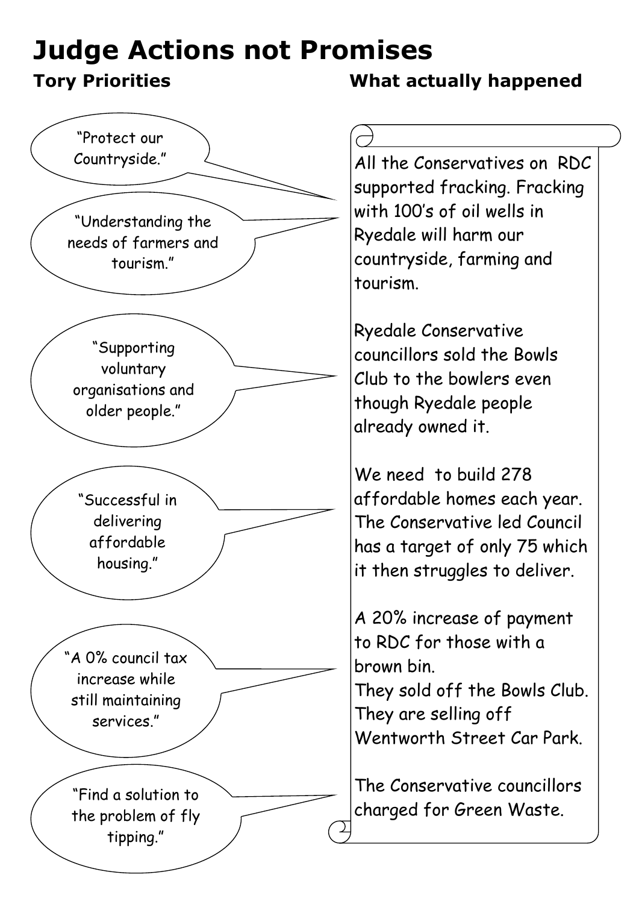# Judge Actions not Promises

| **Tory Priorities** | **What actually happened** |
| --- | --- |
| "Protect our Countryside." "Understanding the needs of farmers and tourism." | All the Conservatives on RDC supported fracking. Fracking with 100's of oil wells in Ryedale will harm our countryside, farming and tourism. |
| "Supporting voluntary organisations and older people." | Ryedale Conservative councillors sold the Bowls Club to the bowlers even though Ryedale people already owned it. |
| "Successful in delivering affordable housing." | We need to build 278 affordable homes each year. The Conservative led Council has a target of only 75 which it then struggles to deliver. |
| "A 0% council tax increase while still maintaining services." | A 20% increase of payment to RDC for those with a brown bin. They sold off the Bowls Club. They are selling off Wentworth Street Car Park. |
| "Find a solution to the problem of fly tipping." | The Conservative councillors charged for Green Waste. |